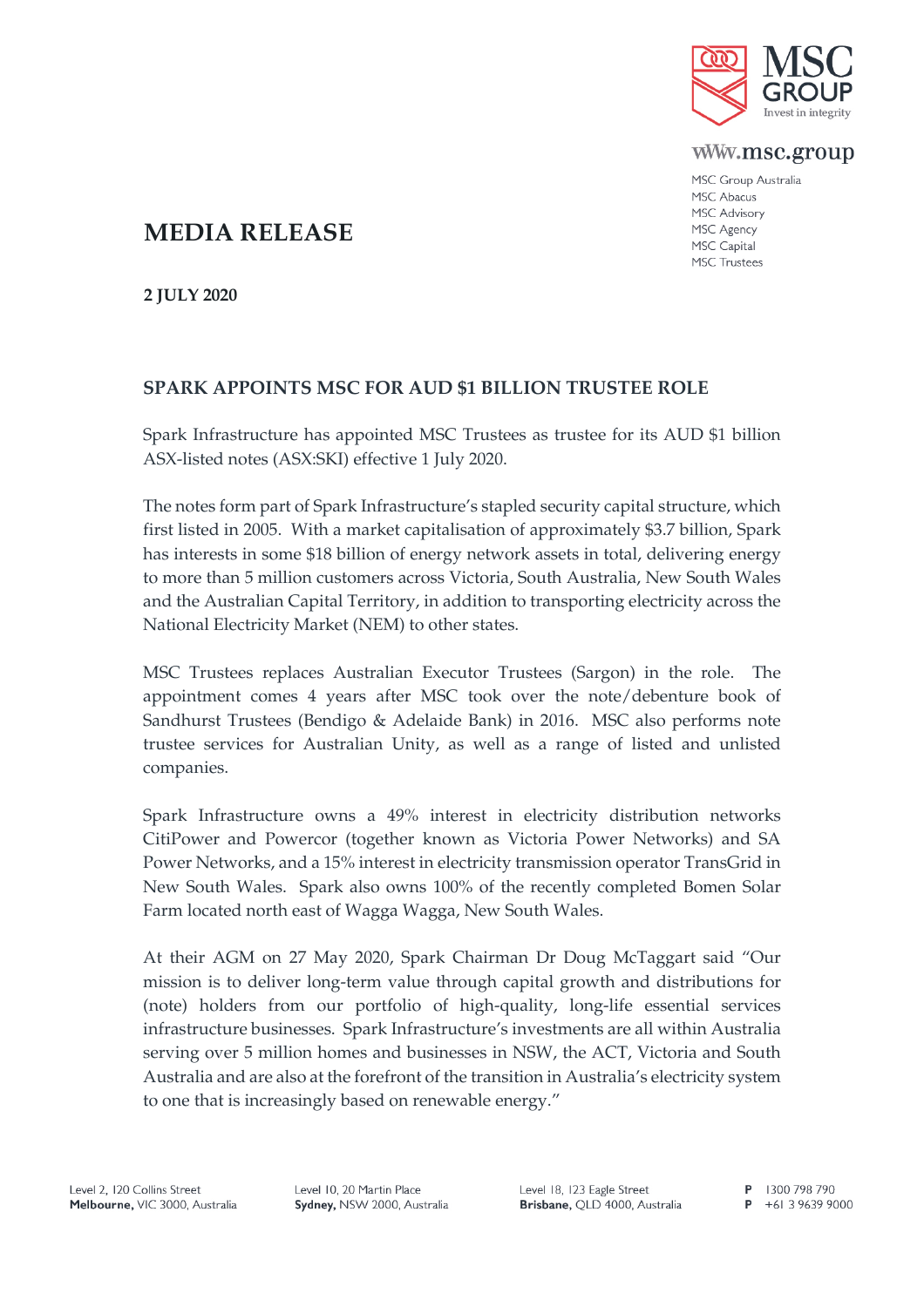MSC GROUP
Invest in integrity

www.msc.group

MSC Group Australia
MSC Abacus
MSC Advisory
MSC Agency
MSC Capital
MSC Trustees

# MEDIA RELEASE

**2 JULY 2020**

## SPARK APPOINTS MSC FOR AUD $1 BILLION TRUSTEE ROLE

Spark Infrastructure has appointed MSC Trustees as trustee for its AUD $1 billion ASX-listed notes (ASX:SKI) effective 1 July 2020.

The notes form part of Spark Infrastructure's stapled security capital structure, which first listed in 2005. With a market capitalisation of approximately $3.7 billion, Spark has interests in some $18 billion of energy network assets in total, delivering energy to more than 5 million customers across Victoria, South Australia, New South Wales and the Australian Capital Territory, in addition to transporting electricity across the National Electricity Market (NEM) to other states.

MSC Trustees replaces Australian Executor Trustees (Sargon) in the role. The appointment comes 4 years after MSC took over the note/debenture book of Sandhurst Trustees (Bendigo & Adelaide Bank) in 2016. MSC also performs note trustee services for Australian Unity, as well as a range of listed and unlisted companies.

Spark Infrastructure owns a 49% interest in electricity distribution networks CitiPower and Powercor (together known as Victoria Power Networks) and SA Power Networks, and a 15% interest in electricity transmission operator TransGrid in New South Wales. Spark also owns 100% of the recently completed Bomen Solar Farm located north east of Wagga Wagga, New South Wales.

At their AGM on 27 May 2020, Spark Chairman Dr Doug McTaggart said "Our mission is to deliver long-term value through capital growth and distributions for (note) holders from our portfolio of high-quality, long-life essential services infrastructure businesses. Spark Infrastructure's investments are all within Australia serving over 5 million homes and businesses in NSW, the ACT, Victoria and South Australia and are also at the forefront of the transition in Australia's electricity system to one that is increasingly based on renewable energy."

Level 2, 120 Collins Street
**Melbourne,** VIC 3000, Australia

Level 10, 20 Martin Place
**Sydney,** NSW 2000, Australia

Level 18, 123 Eagle Street
**Brisbane,** QLD 4000, Australia

**P** 1300 798 790
**P** +61 3 9639 9000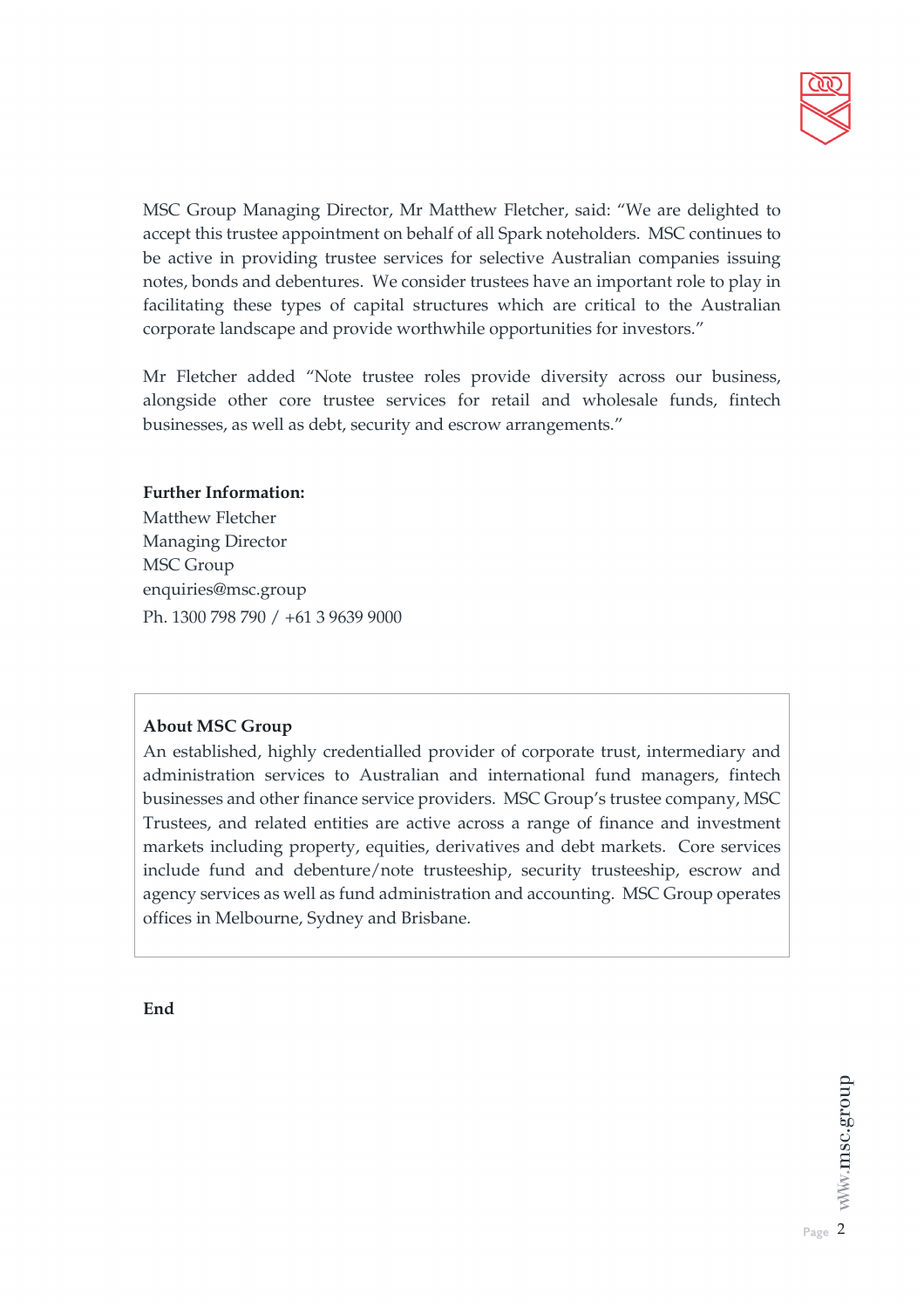MSC Group Managing Director, Mr Matthew Fletcher, said: "We are delighted to accept this trustee appointment on behalf of all Spark noteholders. MSC continues to be active in providing trustee services for selective Australian companies issuing notes, bonds and debentures. We consider trustees have an important role to play in facilitating these types of capital structures which are critical to the Australian corporate landscape and provide worthwhile opportunities for investors."

Mr Fletcher added "Note trustee roles provide diversity across our business, alongside other core trustee services for retail and wholesale funds, fintech businesses, as well as debt, security and escrow arrangements."

**Further Information:**
Matthew Fletcher
Managing Director
MSC Group
enquiries@msc.group
Ph. 1300 798 790 / +61 3 9639 9000

**About MSC Group**
An established, highly credentialled provider of corporate trust, intermediary and administration services to Australian and international fund managers, fintech businesses and other finance service providers. MSC Group's trustee company, MSC Trustees, and related entities are active across a range of finance and investment markets including property, equities, derivatives and debt markets. Core services include fund and debenture/note trusteeship, security trusteeship, escrow and agency services as well as fund administration and accounting. MSC Group operates offices in Melbourne, Sydney and Brisbane.

**End**